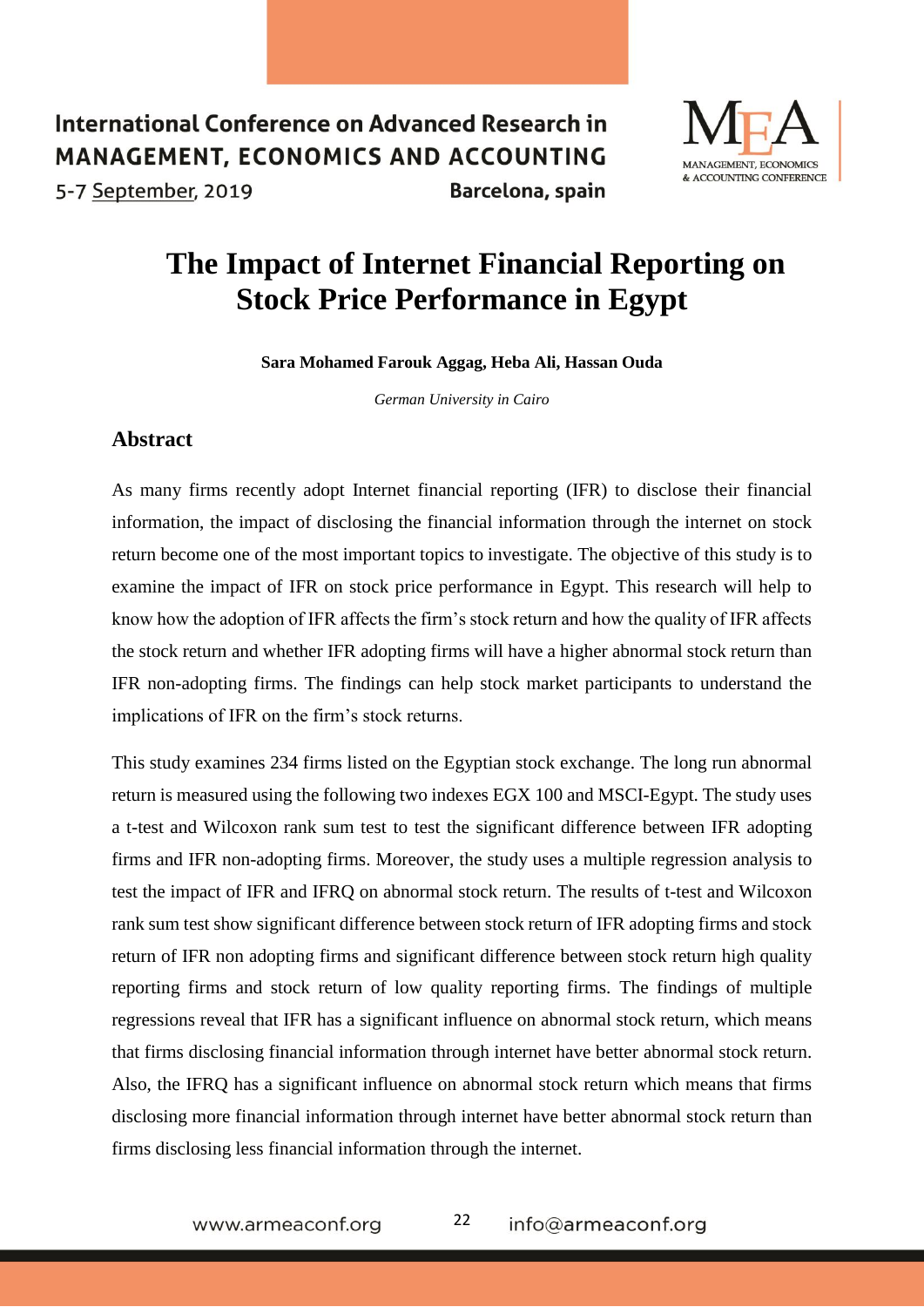# The Impact of Internet Financial Reporting on Stock Price Performance in Egypt

**Sara Mohamed Farouk Aggag, Heba Ali, Hassan Ouda**

*German University in Cairo*

## Abstract

As many firms recently adopt Internet financial reporting (IFR) to disclose their financial information, the impact of disclosing the financial information through the internet on stock return become one of the most important topics to investigate. The objective of this study is to examine the impact of IFR on stock price performance in Egypt. This research will help to know how the adoption of IFR affects the firm's stock return and how the quality of IFR affects the stock return and whether IFR adopting firms will have a higher abnormal stock return than IFR non-adopting firms. The findings can help stock market participants to understand the implications of IFR on the firm's stock returns.

This study examines 234 firms listed on the Egyptian stock exchange. The long run abnormal return is measured using the following two indexes EGX 100 and MSCI-Egypt. The study uses a t-test and Wilcoxon rank sum test to test the significant difference between IFR adopting firms and IFR non-adopting firms. Moreover, the study uses a multiple regression analysis to test the impact of IFR and IFRQ on abnormal stock return. The results of t-test and Wilcoxon rank sum test show significant difference between stock return of IFR adopting firms and stock return of IFR non adopting firms and significant difference between stock return high quality reporting firms and stock return of low quality reporting firms. The findings of multiple regressions reveal that IFR has a significant influence on abnormal stock return, which means that firms disclosing financial information through internet have better abnormal stock return. Also, the IFRQ has a significant influence on abnormal stock return which means that firms disclosing more financial information through internet have better abnormal stock return than firms disclosing less financial information through the internet.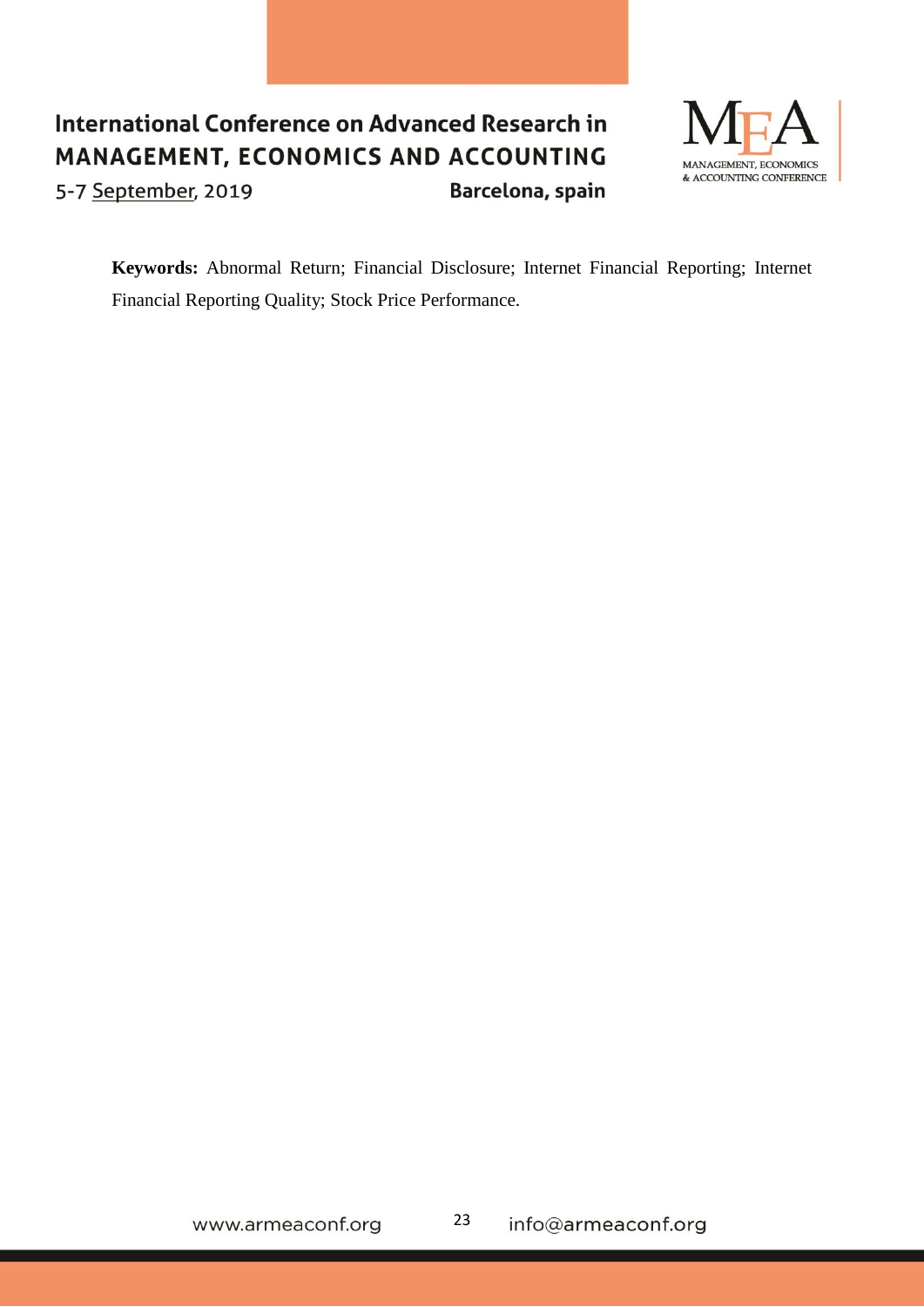**Keywords:** Abnormal Return; Financial Disclosure; Internet Financial Reporting; Internet Financial Reporting Quality; Stock Price Performance.